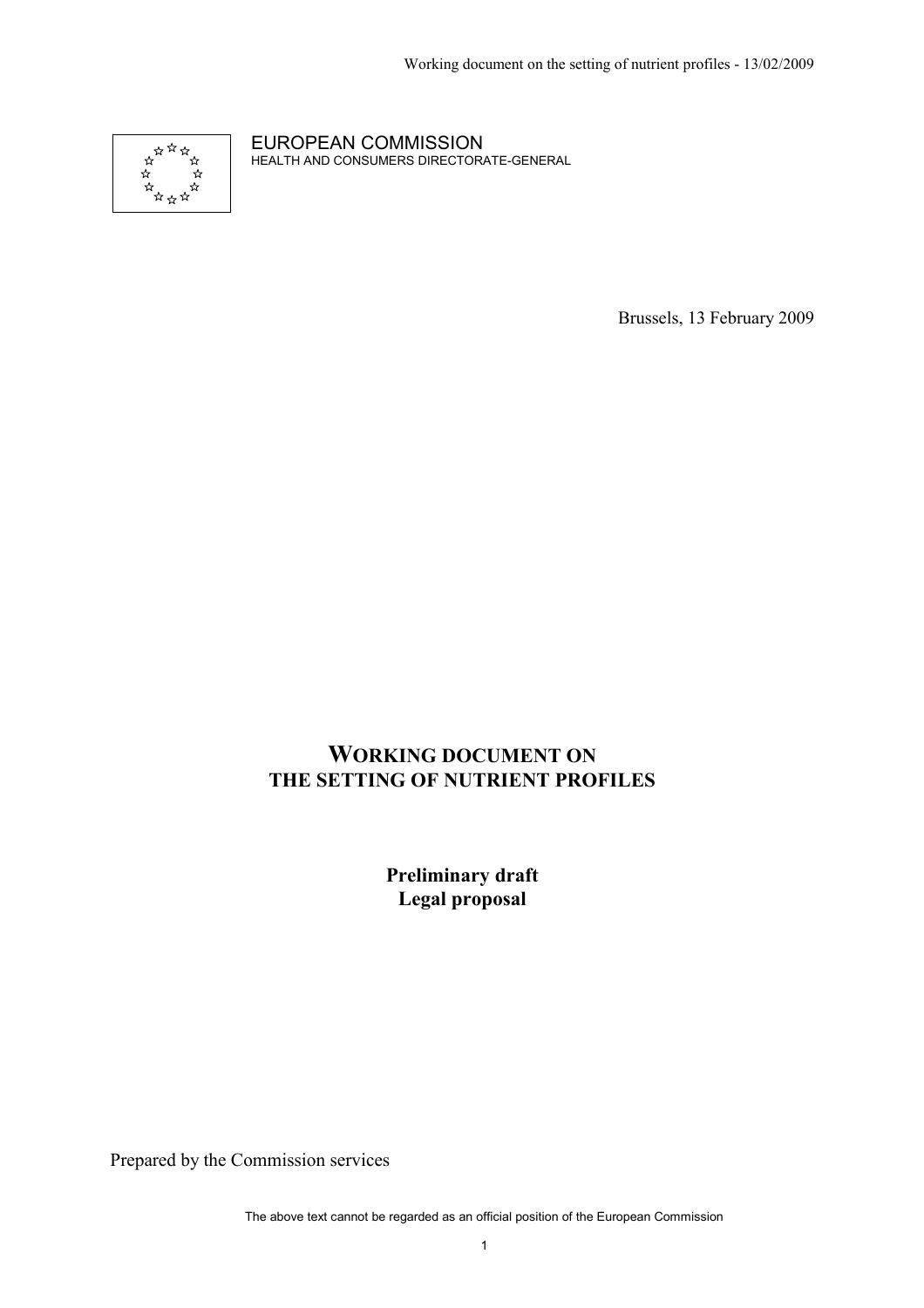EUROPEAN COMMISSION
HEALTH AND CONSUMERS DIRECTORATE-GENERAL

Brussels, 13 February 2009

# WORKING DOCUMENT ON THE SETTING OF NUTRIENT PROFILES

**Preliminary draft**
**Legal proposal**

Prepared by the Commission services

The above text cannot be regarded as an official position of the European Commission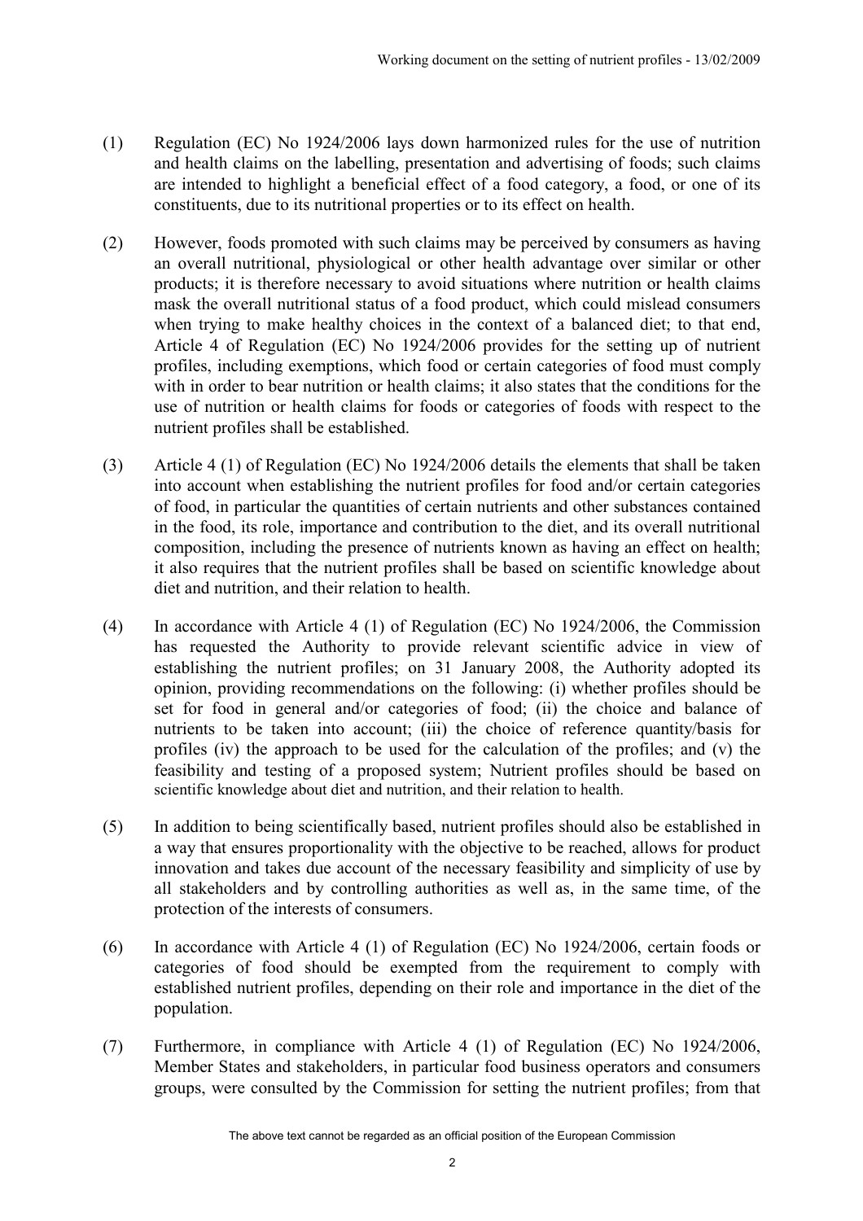(1) Regulation (EC) No 1924/2006 lays down harmonized rules for the use of nutrition and health claims on the labelling, presentation and advertising of foods; such claims are intended to highlight a beneficial effect of a food category, a food, or one of its constituents, due to its nutritional properties or to its effect on health.

(2) However, foods promoted with such claims may be perceived by consumers as having an overall nutritional, physiological or other health advantage over similar or other products; it is therefore necessary to avoid situations where nutrition or health claims mask the overall nutritional status of a food product, which could mislead consumers when trying to make healthy choices in the context of a balanced diet; to that end, Article 4 of Regulation (EC) No 1924/2006 provides for the setting up of nutrient profiles, including exemptions, which food or certain categories of food must comply with in order to bear nutrition or health claims; it also states that the conditions for the use of nutrition or health claims for foods or categories of foods with respect to the nutrient profiles shall be established.

(3) Article 4 (1) of Regulation (EC) No 1924/2006 details the elements that shall be taken into account when establishing the nutrient profiles for food and/or certain categories of food, in particular the quantities of certain nutrients and other substances contained in the food, its role, importance and contribution to the diet, and its overall nutritional composition, including the presence of nutrients known as having an effect on health; it also requires that the nutrient profiles shall be based on scientific knowledge about diet and nutrition, and their relation to health.

(4) In accordance with Article 4 (1) of Regulation (EC) No 1924/2006, the Commission has requested the Authority to provide relevant scientific advice in view of establishing the nutrient profiles; on 31 January 2008, the Authority adopted its opinion, providing recommendations on the following: (i) whether profiles should be set for food in general and/or categories of food; (ii) the choice and balance of nutrients to be taken into account; (iii) the choice of reference quantity/basis for profiles (iv) the approach to be used for the calculation of the profiles; and (v) the feasibility and testing of a proposed system; Nutrient profiles should be based on scientific knowledge about diet and nutrition, and their relation to health.

(5) In addition to being scientifically based, nutrient profiles should also be established in a way that ensures proportionality with the objective to be reached, allows for product innovation and takes due account of the necessary feasibility and simplicity of use by all stakeholders and by controlling authorities as well as, in the same time, of the protection of the interests of consumers.

(6) In accordance with Article 4 (1) of Regulation (EC) No 1924/2006, certain foods or categories of food should be exempted from the requirement to comply with established nutrient profiles, depending on their role and importance in the diet of the population.

(7) Furthermore, in compliance with Article 4 (1) of Regulation (EC) No 1924/2006, Member States and stakeholders, in particular food business operators and consumers groups, were consulted by the Commission for setting the nutrient profiles; from that

The above text cannot be regarded as an official position of the European Commission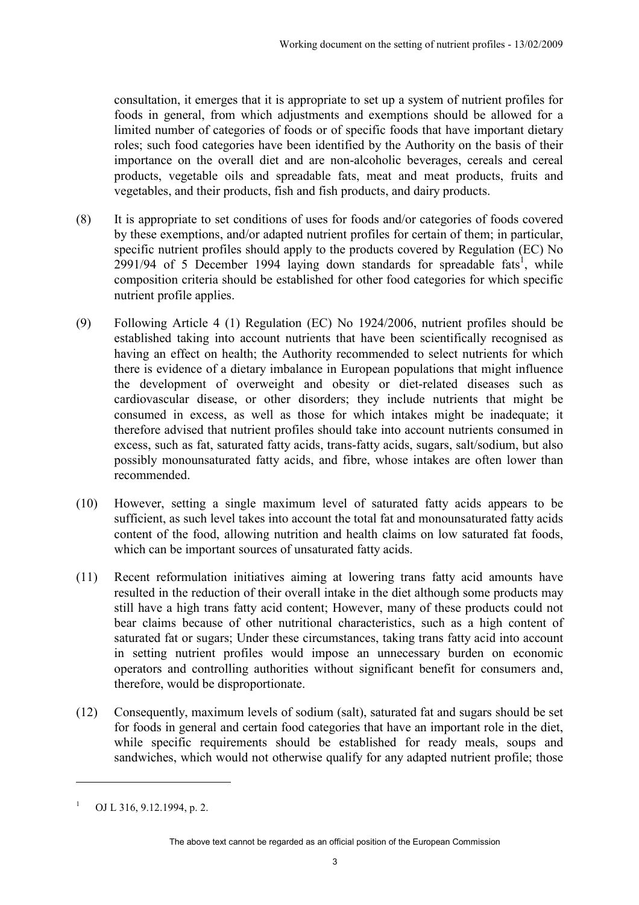consultation, it emerges that it is appropriate to set up a system of nutrient profiles for foods in general, from which adjustments and exemptions should be allowed for a limited number of categories of foods or of specific foods that have important dietary roles; such food categories have been identified by the Authority on the basis of their importance on the overall diet and are non-alcoholic beverages, cereals and cereal products, vegetable oils and spreadable fats, meat and meat products, fruits and vegetables, and their products, fish and fish products, and dairy products.

(8) It is appropriate to set conditions of uses for foods and/or categories of foods covered by these exemptions, and/or adapted nutrient profiles for certain of them; in particular, specific nutrient profiles should apply to the products covered by Regulation (EC) No 2991/94 of 5 December 1994 laying down standards for spreadable fats[1], while composition criteria should be established for other food categories for which specific nutrient profile applies.

(9) Following Article 4 (1) Regulation (EC) No 1924/2006, nutrient profiles should be established taking into account nutrients that have been scientifically recognised as having an effect on health; the Authority recommended to select nutrients for which there is evidence of a dietary imbalance in European populations that might influence the development of overweight and obesity or diet-related diseases such as cardiovascular disease, or other disorders; they include nutrients that might be consumed in excess, as well as those for which intakes might be inadequate; it therefore advised that nutrient profiles should take into account nutrients consumed in excess, such as fat, saturated fatty acids, trans-fatty acids, sugars, salt/sodium, but also possibly monounsaturated fatty acids, and fibre, whose intakes are often lower than recommended.

(10) However, setting a single maximum level of saturated fatty acids appears to be sufficient, as such level takes into account the total fat and monounsaturated fatty acids content of the food, allowing nutrition and health claims on low saturated fat foods, which can be important sources of unsaturated fatty acids.

(11) Recent reformulation initiatives aiming at lowering trans fatty acid amounts have resulted in the reduction of their overall intake in the diet although some products may still have a high trans fatty acid content; However, many of these products could not bear claims because of other nutritional characteristics, such as a high content of saturated fat or sugars; Under these circumstances, taking trans fatty acid into account in setting nutrient profiles would impose an unnecessary burden on economic operators and controlling authorities without significant benefit for consumers and, therefore, would be disproportionate.

(12) Consequently, maximum levels of sodium (salt), saturated fat and sugars should be set for foods in general and certain food categories that have an important role in the diet, while specific requirements should be established for ready meals, soups and sandwiches, which would not otherwise qualify for any adapted nutrient profile; those

---

[1] OJ L 316, 9.12.1994, p. 2.

The above text cannot be regarded as an official position of the European Commission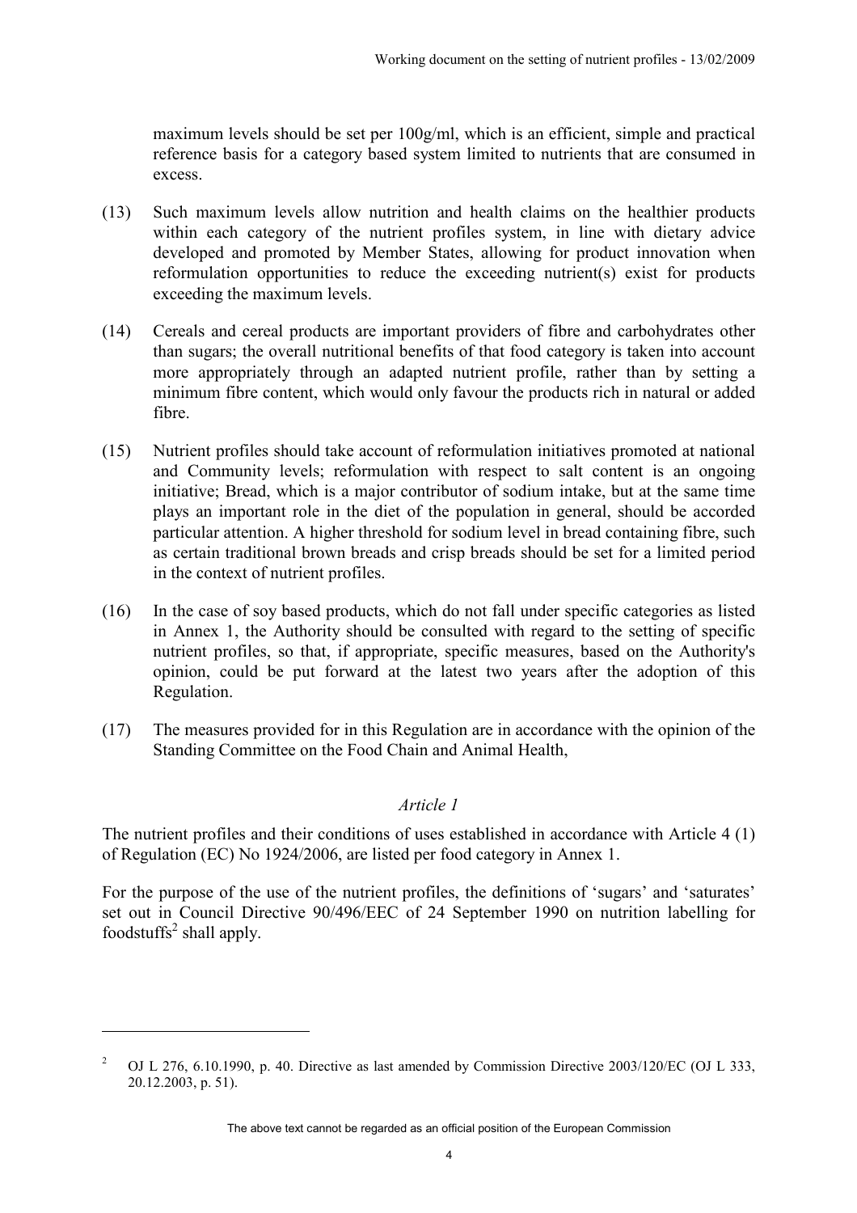maximum levels should be set per 100g/ml, which is an efficient, simple and practical reference basis for a category based system limited to nutrients that are consumed in excess.

(13) Such maximum levels allow nutrition and health claims on the healthier products within each category of the nutrient profiles system, in line with dietary advice developed and promoted by Member States, allowing for product innovation when reformulation opportunities to reduce the exceeding nutrient(s) exist for products exceeding the maximum levels.

(14) Cereals and cereal products are important providers of fibre and carbohydrates other than sugars; the overall nutritional benefits of that food category is taken into account more appropriately through an adapted nutrient profile, rather than by setting a minimum fibre content, which would only favour the products rich in natural or added fibre.

(15) Nutrient profiles should take account of reformulation initiatives promoted at national and Community levels; reformulation with respect to salt content is an ongoing initiative; Bread, which is a major contributor of sodium intake, but at the same time plays an important role in the diet of the population in general, should be accorded particular attention. A higher threshold for sodium level in bread containing fibre, such as certain traditional brown breads and crisp breads should be set for a limited period in the context of nutrient profiles.

(16) In the case of soy based products, which do not fall under specific categories as listed in Annex 1, the Authority should be consulted with regard to the setting of specific nutrient profiles, so that, if appropriate, specific measures, based on the Authority's opinion, could be put forward at the latest two years after the adoption of this Regulation.

(17) The measures provided for in this Regulation are in accordance with the opinion of the Standing Committee on the Food Chain and Animal Health,

*Article 1*

The nutrient profiles and their conditions of uses established in accordance with Article 4 (1) of Regulation (EC) No 1924/2006, are listed per food category in Annex 1.

For the purpose of the use of the nutrient profiles, the definitions of 'sugars' and 'saturates' set out in Council Directive 90/496/EEC of 24 September 1990 on nutrition labelling for foodstuffs[2] shall apply.

---

[2] OJ L 276, 6.10.1990, p. 40. Directive as last amended by Commission Directive 2003/120/EC (OJ L 333, 20.12.2003, p. 51).

The above text cannot be regarded as an official position of the European Commission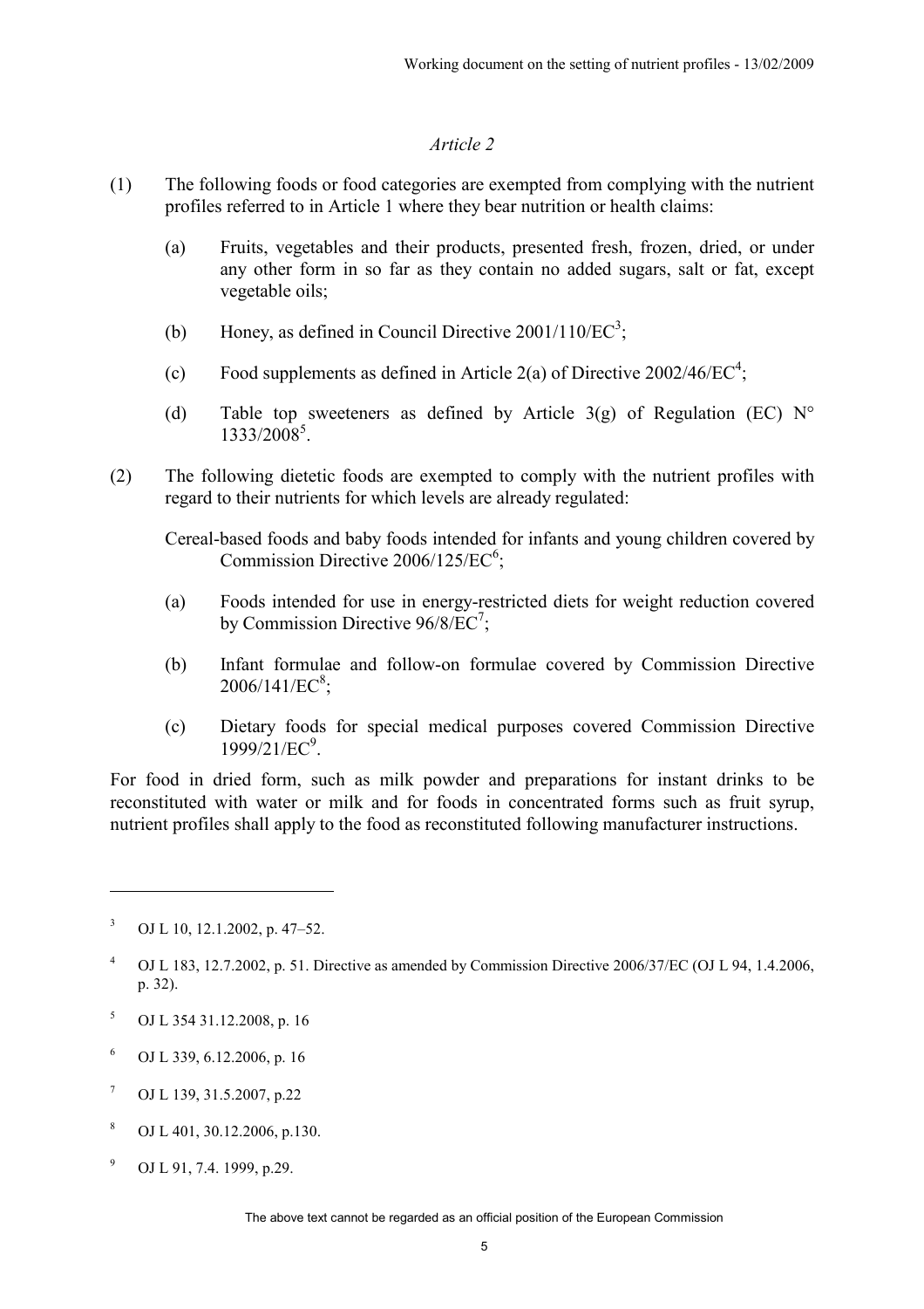*Article 2*

(1) The following foods or food categories are exempted from complying with the nutrient profiles referred to in Article 1 where they bear nutrition or health claims:

   (a) Fruits, vegetables and their products, presented fresh, frozen, dried, or under any other form in so far as they contain no added sugars, salt or fat, except vegetable oils;

   (b) Honey, as defined in Council Directive 2001/110/EC[3];

   (c) Food supplements as defined in Article 2(a) of Directive 2002/46/EC[4];

   (d) Table top sweeteners as defined by Article 3(g) of Regulation (EC) N° 1333/2008[5].

(2) The following dietetic foods are exempted to comply with the nutrient profiles with regard to their nutrients for which levels are already regulated:

   Cereal-based foods and baby foods intended for infants and young children covered by Commission Directive 2006/125/EC[6];

   (a) Foods intended for use in energy-restricted diets for weight reduction covered by Commission Directive 96/8/EC[7];

   (b) Infant formulae and follow-on formulae covered by Commission Directive 2006/141/EC[8];

   (c) Dietary foods for special medical purposes covered Commission Directive 1999/21/EC[9].

For food in dried form, such as milk powder and preparations for instant drinks to be reconstituted with water or milk and for foods in concentrated forms such as fruit syrup, nutrient profiles shall apply to the food as reconstituted following manufacturer instructions.

---

[3] OJ L 10, 12.1.2002, p. 47–52.

[4] OJ L 183, 12.7.2002, p. 51. Directive as amended by Commission Directive 2006/37/EC (OJ L 94, 1.4.2006, p. 32).

[5] OJ L 354 31.12.2008, p. 16

[6] OJ L 339, 6.12.2006, p. 16

[7] OJ L 139, 31.5.2007, p.22

[8] OJ L 401, 30.12.2006, p.130.

[9] OJ L 91, 7.4. 1999, p.29.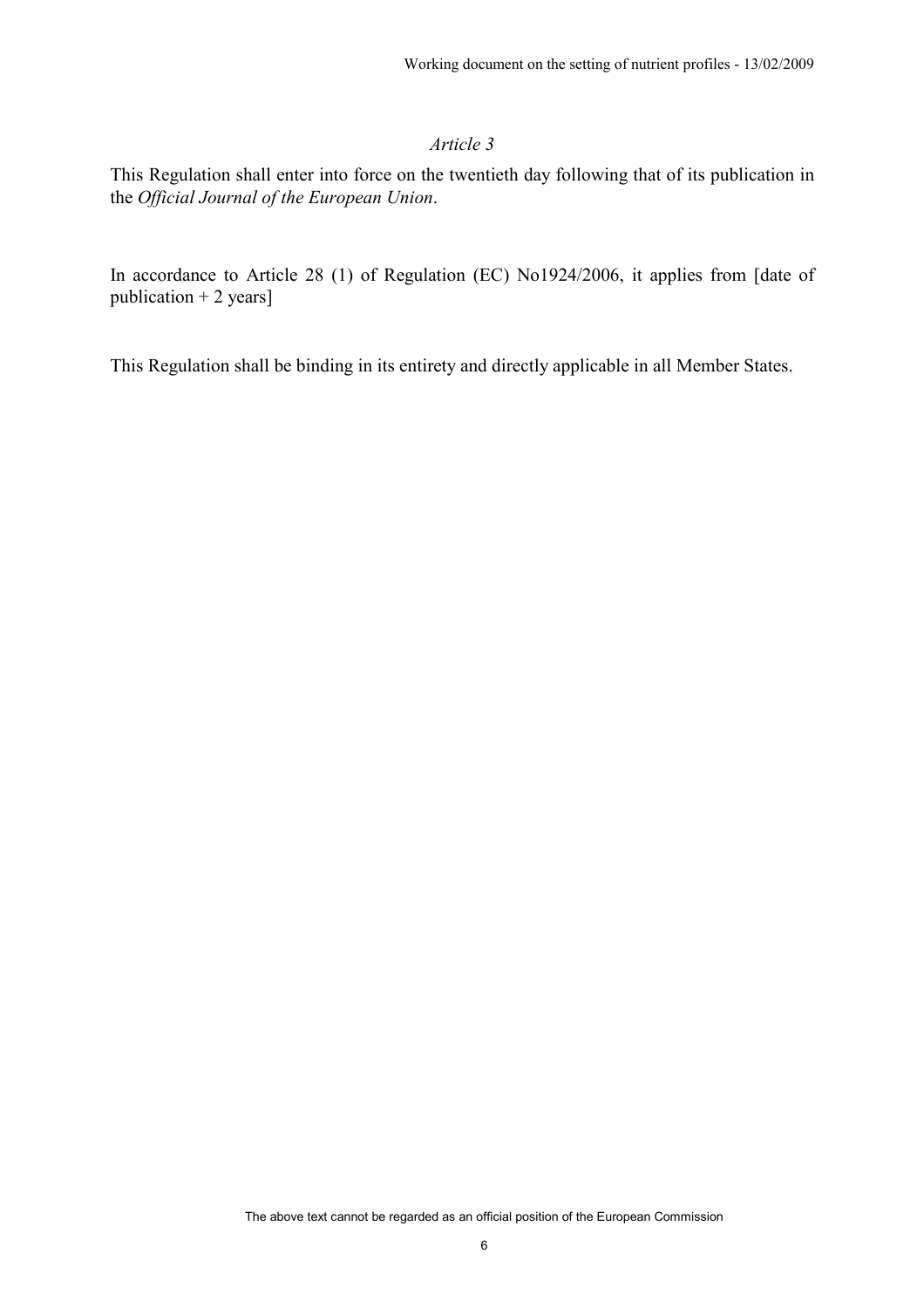*Article 3*

This Regulation shall enter into force on the twentieth day following that of its publication in the *Official Journal of the European Union*.

In accordance to Article 28 (1) of Regulation (EC) No1924/2006, it applies from [date of publication + 2 years]

This Regulation shall be binding in its entirety and directly applicable in all Member States.

The above text cannot be regarded as an official position of the European Commission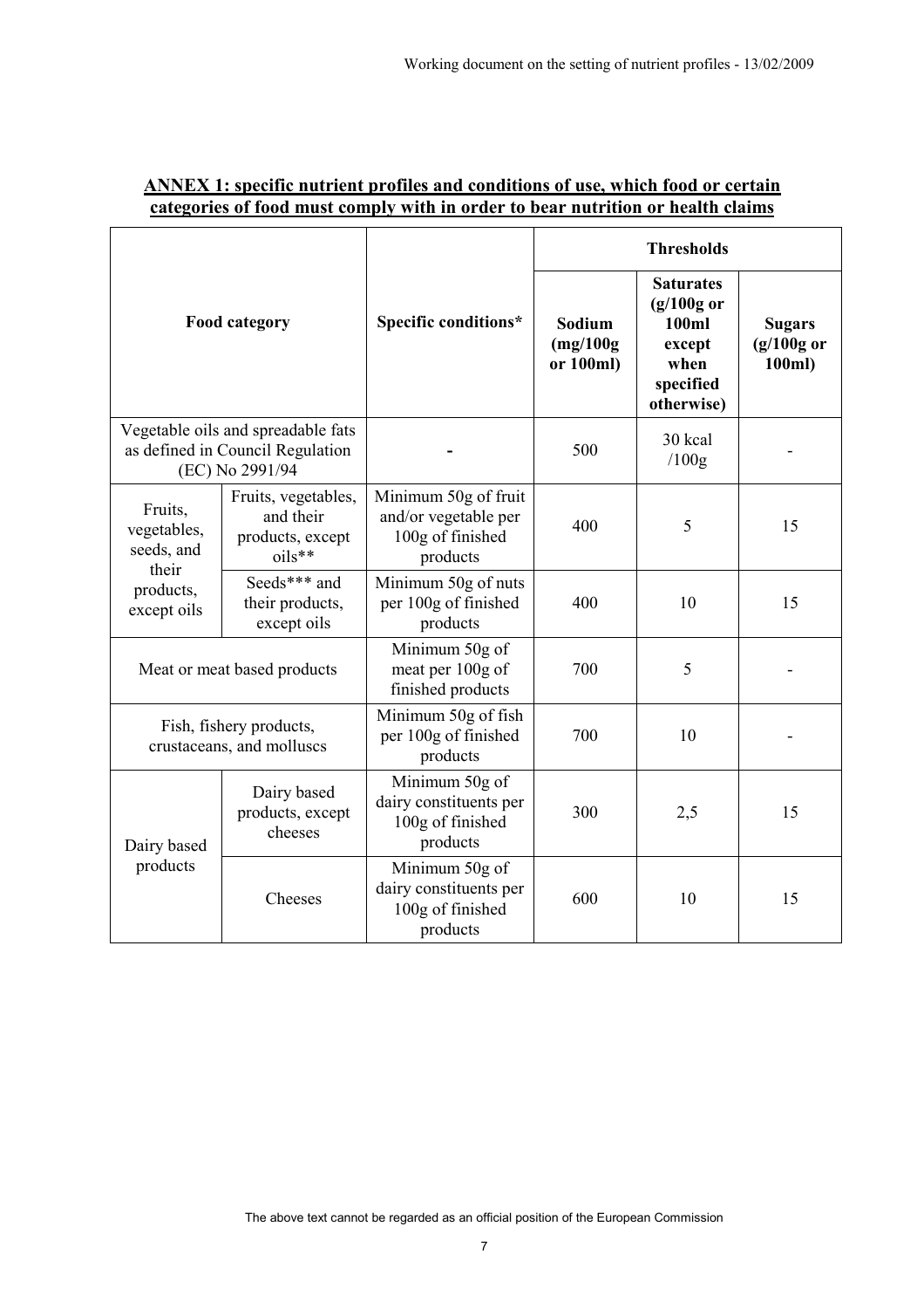## ANNEX 1: specific nutrient profiles and conditions of use, which food or certain categories of food must comply with in order to bear nutrition or health claims

| Food category | | Specific conditions* | Thresholds | | |
|---|---|---|---|---|---|
| | | | **Sodium (mg/100g or 100ml)** | **Saturates (g/100g or 100ml except when specified otherwise)** | **Sugars (g/100g or 100ml)** |
| Vegetable oils and spreadable fats as defined in Council Regulation (EC) No 2991/94 | | - | 500 | 30 kcal /100g | - |
| Fruits, vegetables, seeds, and their products, except oils | Fruits, vegetables, and their products, except oils** | Minimum 50g of fruit and/or vegetable per 100g of finished products | 400 | 5 | 15 |
| | Seeds*** and their products, except oils | Minimum 50g of nuts per 100g of finished products | 400 | 10 | 15 |
| Meat or meat based products | | Minimum 50g of meat per 100g of finished products | 700 | 5 | - |
| Fish, fishery products, crustaceans, and molluscs | | Minimum 50g of fish per 100g of finished products | 700 | 10 | - |
| Dairy based products | Dairy based products, except cheeses | Minimum 50g of dairy constituents per 100g of finished products | 300 | 2,5 | 15 |
| | Cheeses | Minimum 50g of dairy constituents per 100g of finished products | 600 | 10 | 15 |

The above text cannot be regarded as an official position of the European Commission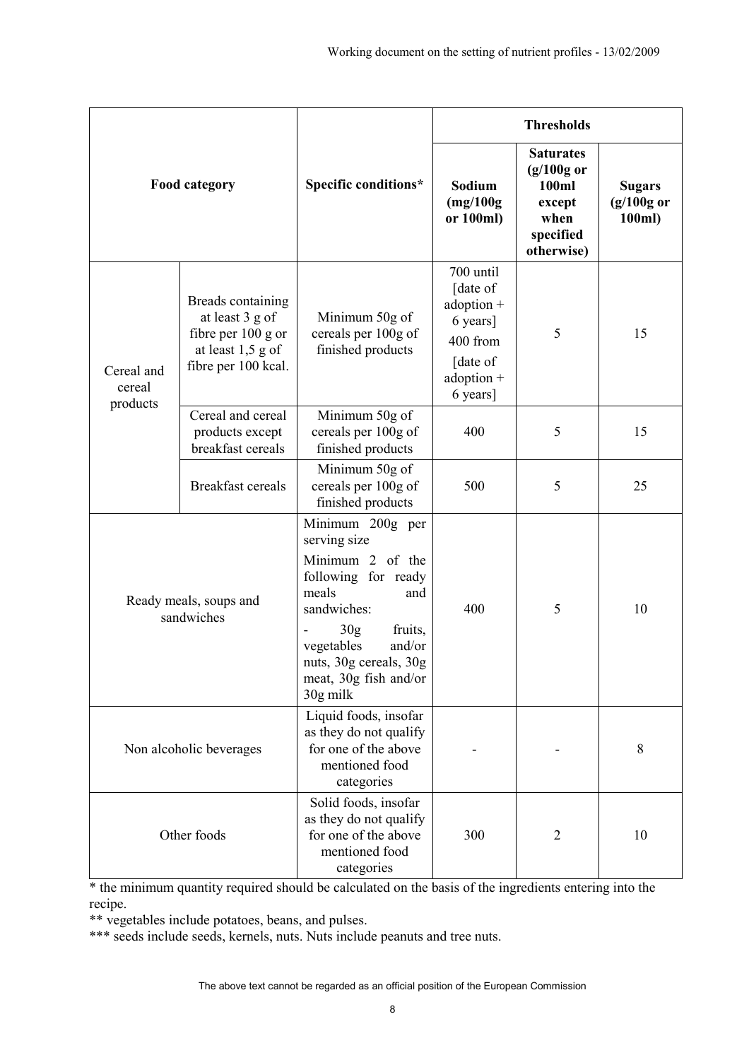| Food category | | Specific conditions* | Thresholds | | |
|---|---|---|---|---|---|
| | | | Sodium (mg/100g or 100ml) | Saturates (g/100g or 100ml except when specified otherwise) | Sugars (g/100g or 100ml) |
| Cereal and cereal products | Breads containing at least 3 g of fibre per 100 g or at least 1,5 g of fibre per 100 kcal. | Minimum 50g of cereals per 100g of finished products | 700 until [date of adoption + 6 years] 400 from [date of adoption + 6 years] | 5 | 15 |
| | Cereal and cereal products except breakfast cereals | Minimum 50g of cereals per 100g of finished products | 400 | 5 | 15 |
| | Breakfast cereals | Minimum 50g of cereals per 100g of finished products | 500 | 5 | 25 |
| Ready meals, soups and sandwiches | | Minimum 200g per serving size<br>Minimum 2 of the following for ready meals and sandwiches:<br>- 30g fruits, vegetables and/or nuts, 30g cereals, 30g meat, 30g fish and/or 30g milk | 400 | 5 | 10 |
| Non alcoholic beverages | | Liquid foods, insofar as they do not qualify for one of the above mentioned food categories | - | - | 8 |
| Other foods | | Solid foods, insofar as they do not qualify for one of the above mentioned food categories | 300 | 2 | 10 |

* the minimum quantity required should be calculated on the basis of the ingredients entering into the recipe.

** vegetables include potatoes, beans, and pulses.

*** seeds include seeds, kernels, nuts. Nuts include peanuts and tree nuts.

The above text cannot be regarded as an official position of the European Commission